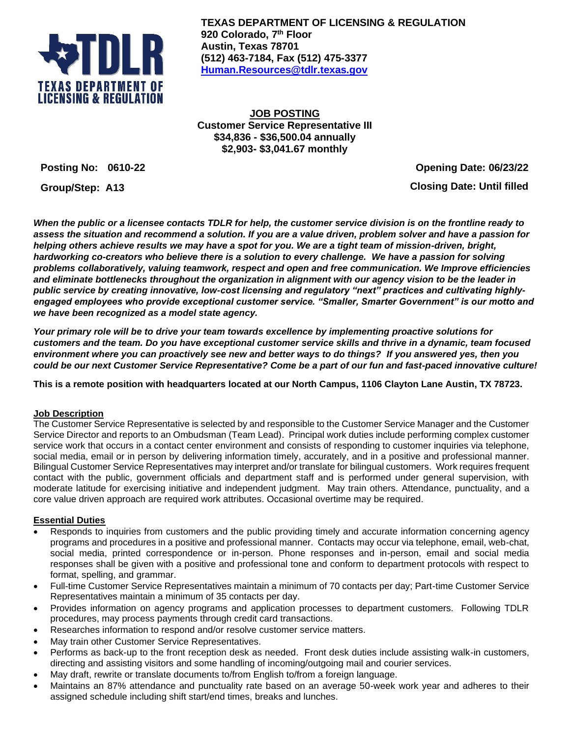**TEXAS DEPARTMENT OF LICENSING & REGULATION**
**920 Colorado, 7th Floor**
**Austin, Texas 78701**
**(512) 463-7184, Fax (512) 475-3377**
**Human.Resources@tdlr.texas.gov**

# JOB POSTING

**Customer Service Representative III**
**$34,836 - $36,500.04 annually**
**$2,903- $3,041.67 monthly**

**Posting No: 0610-22** | **Opening Date: 06/23/22**

**Group/Step: A13** | **Closing Date: Until filled**

***When the public or a licensee contacts TDLR for help, the customer service division is on the frontline ready to assess the situation and recommend a solution. If you are a value driven, problem solver and have a passion for helping others achieve results we may have a spot for you. We are a tight team of mission-driven, bright, hardworking co-creators who believe there is a solution to every challenge. We have a passion for solving problems collaboratively, valuing teamwork, respect and open and free communication. We Improve efficiencies and eliminate bottlenecks throughout the organization in alignment with our agency vision to be the leader in public service by creating innovative, low-cost licensing and regulatory "next" practices and cultivating highly-engaged employees who provide exceptional customer service. "Smaller, Smarter Government" is our motto and we have been recognized as a model state agency.***

***Your primary role will be to drive your team towards excellence by implementing proactive solutions for customers and the team. Do you have exceptional customer service skills and thrive in a dynamic, team focused environment where you can proactively see new and better ways to do things? If you answered yes, then you could be our next Customer Service Representative? Come be a part of our fun and fast-paced innovative culture!***

**This is a remote position with headquarters located at our North Campus, 1106 Clayton Lane Austin, TX 78723.**

## Job Description

The Customer Service Representative is selected by and responsible to the Customer Service Manager and the Customer Service Director and reports to an Ombudsman (Team Lead). Principal work duties include performing complex customer service work that occurs in a contact center environment and consists of responding to customer inquiries via telephone, social media, email or in person by delivering information timely, accurately, and in a positive and professional manner. Bilingual Customer Service Representatives may interpret and/or translate for bilingual customers. Work requires frequent contact with the public, government officials and department staff and is performed under general supervision, with moderate latitude for exercising initiative and independent judgment. May train others. Attendance, punctuality, and a core value driven approach are required work attributes. Occasional overtime may be required.

## Essential Duties

- Responds to inquiries from customers and the public providing timely and accurate information concerning agency programs and procedures in a positive and professional manner. Contacts may occur via telephone, email, web-chat, social media, printed correspondence or in-person. Phone responses and in-person, email and social media responses shall be given with a positive and professional tone and conform to department protocols with respect to format, spelling, and grammar.
- Full-time Customer Service Representatives maintain a minimum of 70 contacts per day; Part-time Customer Service Representatives maintain a minimum of 35 contacts per day.
- Provides information on agency programs and application processes to department customers. Following TDLR procedures, may process payments through credit card transactions.
- Researches information to respond and/or resolve customer service matters.
- May train other Customer Service Representatives.
- Performs as back-up to the front reception desk as needed. Front desk duties include assisting walk-in customers, directing and assisting visitors and some handling of incoming/outgoing mail and courier services.
- May draft, rewrite or translate documents to/from English to/from a foreign language.
- Maintains an 87% attendance and punctuality rate based on an average 50-week work year and adheres to their assigned schedule including shift start/end times, breaks and lunches.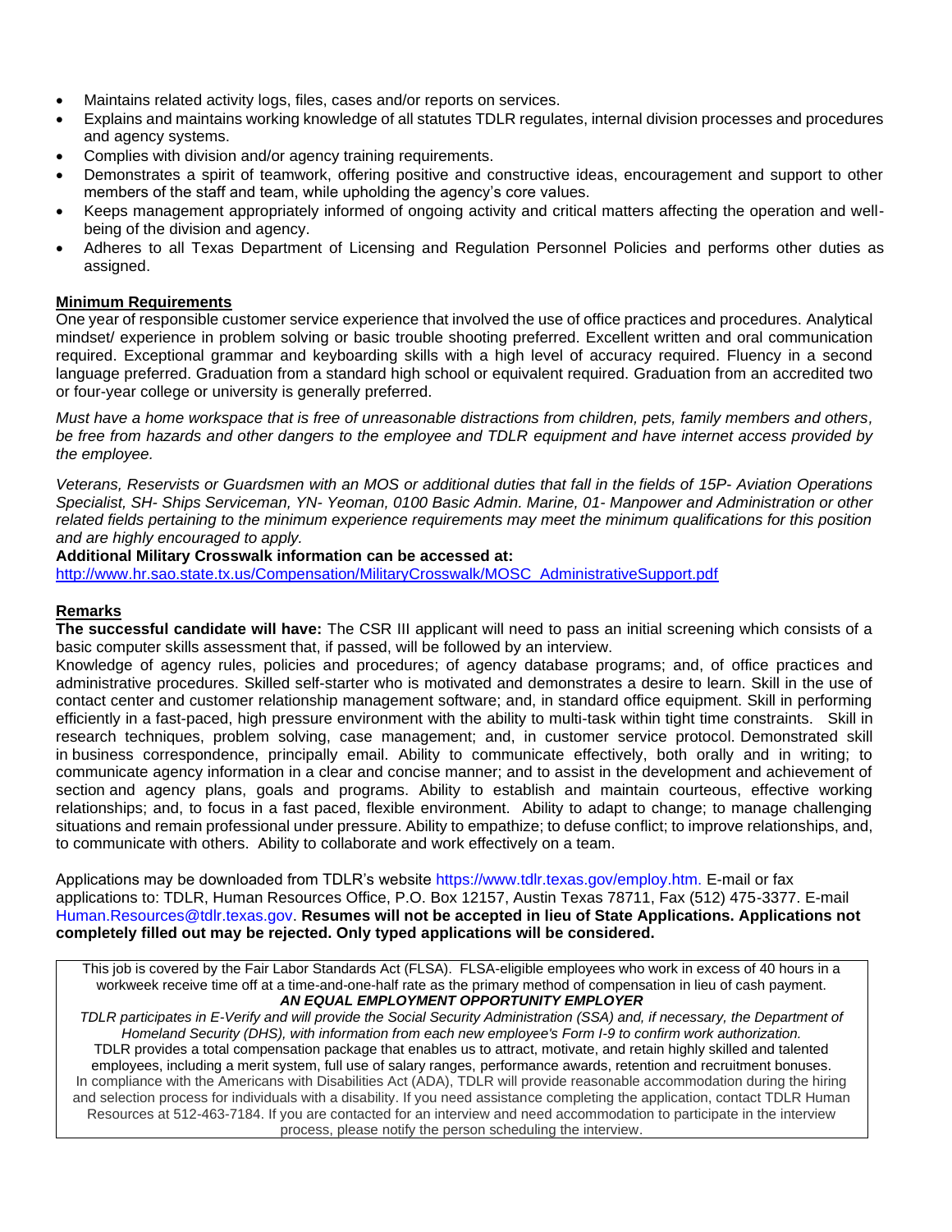- Maintains related activity logs, files, cases and/or reports on services.
- Explains and maintains working knowledge of all statutes TDLR regulates, internal division processes and procedures and agency systems.
- Complies with division and/or agency training requirements.
- Demonstrates a spirit of teamwork, offering positive and constructive ideas, encouragement and support to other members of the staff and team, while upholding the agency's core values.
- Keeps management appropriately informed of ongoing activity and critical matters affecting the operation and well-being of the division and agency.
- Adheres to all Texas Department of Licensing and Regulation Personnel Policies and performs other duties as assigned.

**Minimum Requirements**

One year of responsible customer service experience that involved the use of office practices and procedures. Analytical mindset/ experience in problem solving or basic trouble shooting preferred. Excellent written and oral communication required. Exceptional grammar and keyboarding skills with a high level of accuracy required. Fluency in a second language preferred. Graduation from a standard high school or equivalent required. Graduation from an accredited two or four-year college or university is generally preferred.

*Must have a home workspace that is free of unreasonable distractions from children, pets, family members and others, be free from hazards and other dangers to the employee and TDLR equipment and have internet access provided by the employee.*

*Veterans, Reservists or Guardsmen with an MOS or additional duties that fall in the fields of 15P- Aviation Operations Specialist, SH- Ships Serviceman, YN- Yeoman, 0100 Basic Admin. Marine, 01- Manpower and Administration or other related fields pertaining to the minimum experience requirements may meet the minimum qualifications for this position and are highly encouraged to apply.*

**Additional Military Crosswalk information can be accessed at:**
http://www.hr.sao.state.tx.us/Compensation/MilitaryCrosswalk/MOSC_AdministrativeSupport.pdf

**Remarks**

**The successful candidate will have:** The CSR III applicant will need to pass an initial screening which consists of a basic computer skills assessment that, if passed, will be followed by an interview.

Knowledge of agency rules, policies and procedures; of agency database programs; and, of office practices and administrative procedures. Skilled self-starter who is motivated and demonstrates a desire to learn. Skill in the use of contact center and customer relationship management software; and, in standard office equipment. Skill in performing efficiently in a fast-paced, high pressure environment with the ability to multi-task within tight time constraints. Skill in research techniques, problem solving, case management; and, in customer service protocol. Demonstrated skill in business correspondence, principally email. Ability to communicate effectively, both orally and in writing; to communicate agency information in a clear and concise manner; and to assist in the development and achievement of section and agency plans, goals and programs. Ability to establish and maintain courteous, effective working relationships; and, to focus in a fast paced, flexible environment. Ability to adapt to change; to manage challenging situations and remain professional under pressure. Ability to empathize; to defuse conflict; to improve relationships, and, to communicate with others. Ability to collaborate and work effectively on a team.

Applications may be downloaded from TDLR's website https://www.tdlr.texas.gov/employ.htm. E-mail or fax applications to: TDLR, Human Resources Office, P.O. Box 12157, Austin Texas 78711, Fax (512) 475-3377. E-mail Human.Resources@tdlr.texas.gov. **Resumes will not be accepted in lieu of State Applications. Applications not completely filled out may be rejected. Only typed applications will be considered.**

This job is covered by the Fair Labor Standards Act (FLSA). FLSA-eligible employees who work in excess of 40 hours in a workweek receive time off at a time-and-one-half rate as the primary method of compensation in lieu of cash payment.

***AN EQUAL EMPLOYMENT OPPORTUNITY EMPLOYER***

*TDLR participates in E-Verify and will provide the Social Security Administration (SSA) and, if necessary, the Department of Homeland Security (DHS), with information from each new employee's Form I-9 to confirm work authorization.*

TDLR provides a total compensation package that enables us to attract, motivate, and retain highly skilled and talented employees, including a merit system, full use of salary ranges, performance awards, retention and recruitment bonuses.

In compliance with the Americans with Disabilities Act (ADA), TDLR will provide reasonable accommodation during the hiring and selection process for individuals with a disability. If you need assistance completing the application, contact TDLR Human Resources at 512-463-7184. If you are contacted for an interview and need accommodation to participate in the interview process, please notify the person scheduling the interview.